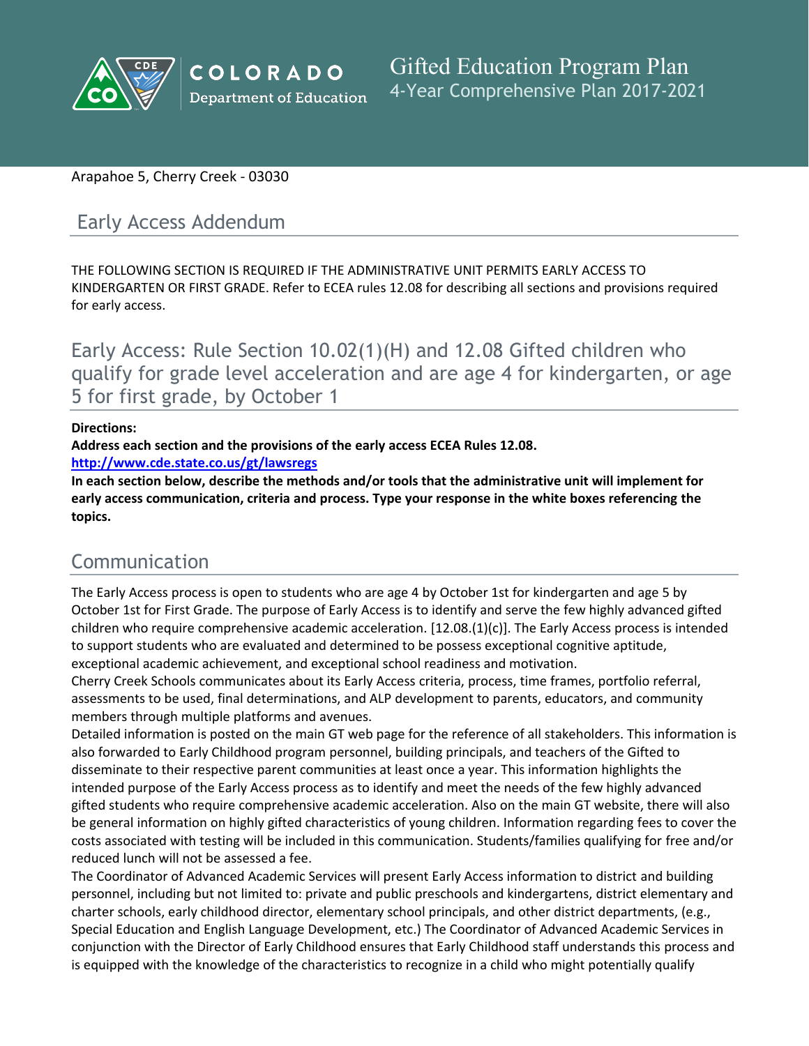Gifted Education Program Plan
4-Year Comprehensive Plan 2017-2021

Arapahoe 5, Cherry Creek - 03030

## Early Access Addendum

THE FOLLOWING SECTION IS REQUIRED IF THE ADMINISTRATIVE UNIT PERMITS EARLY ACCESS TO KINDERGARTEN OR FIRST GRADE. Refer to ECEA rules 12.08 for describing all sections and provisions required for early access.

## Early Access: Rule Section 10.02(1)(H) and 12.08 Gifted children who qualify for grade level acceleration and are age 4 for kindergarten, or age 5 for first grade, by October 1

**Directions:**

**Address each section and the provisions of the early access ECEA Rules 12.08.**

**http://www.cde.state.co.us/gt/lawsregs**

**In each section below, describe the methods and/or tools that the administrative unit will implement for early access communication, criteria and process. Type your response in the white boxes referencing the topics.**

## Communication

The Early Access process is open to students who are age 4 by October 1st for kindergarten and age 5 by October 1st for First Grade. The purpose of Early Access is to identify and serve the few highly advanced gifted children who require comprehensive academic acceleration. [12.08.(1)(c)]. The Early Access process is intended to support students who are evaluated and determined to be possess exceptional cognitive aptitude, exceptional academic achievement, and exceptional school readiness and motivation.

Cherry Creek Schools communicates about its Early Access criteria, process, time frames, portfolio referral, assessments to be used, final determinations, and ALP development to parents, educators, and community members through multiple platforms and avenues.

Detailed information is posted on the main GT web page for the reference of all stakeholders. This information is also forwarded to Early Childhood program personnel, building principals, and teachers of the Gifted to disseminate to their respective parent communities at least once a year. This information highlights the intended purpose of the Early Access process as to identify and meet the needs of the few highly advanced gifted students who require comprehensive academic acceleration. Also on the main GT website, there will also be general information on highly gifted characteristics of young children. Information regarding fees to cover the costs associated with testing will be included in this communication. Students/families qualifying for free and/or reduced lunch will not be assessed a fee.

The Coordinator of Advanced Academic Services will present Early Access information to district and building personnel, including but not limited to: private and public preschools and kindergartens, district elementary and charter schools, early childhood director, elementary school principals, and other district departments, (e.g., Special Education and English Language Development, etc.) The Coordinator of Advanced Academic Services in conjunction with the Director of Early Childhood ensures that Early Childhood staff understands this process and is equipped with the knowledge of the characteristics to recognize in a child who might potentially qualify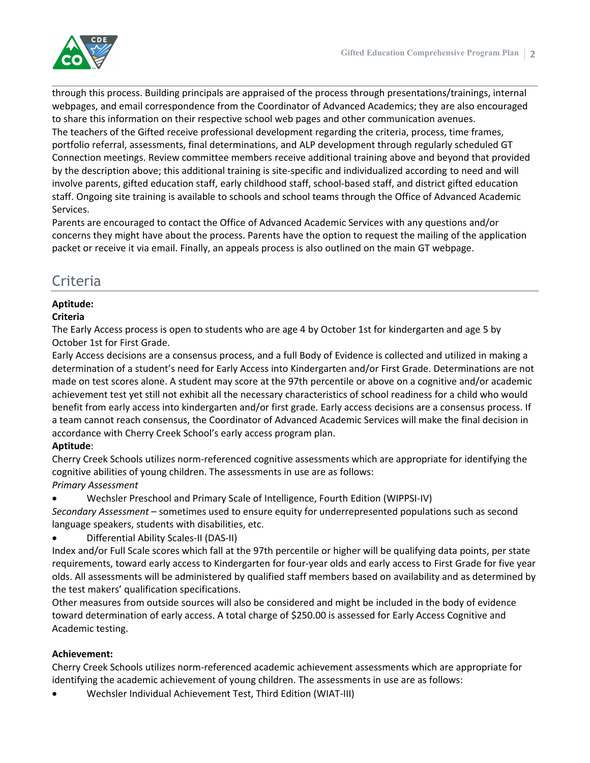through this process. Building principals are appraised of the process through presentations/trainings, internal webpages, and email correspondence from the Coordinator of Advanced Academics; they are also encouraged to share this information on their respective school web pages and other communication avenues.

The teachers of the Gifted receive professional development regarding the criteria, process, time frames, portfolio referral, assessments, final determinations, and ALP development through regularly scheduled GT Connection meetings. Review committee members receive additional training above and beyond that provided by the description above; this additional training is site-specific and individualized according to need and will involve parents, gifted education staff, early childhood staff, school-based staff, and district gifted education staff. Ongoing site training is available to schools and school teams through the Office of Advanced Academic Services.

Parents are encouraged to contact the Office of Advanced Academic Services with any questions and/or concerns they might have about the process. Parents have the option to request the mailing of the application packet or receive it via email. Finally, an appeals process is also outlined on the main GT webpage.

## Criteria

**Aptitude:**

**Criteria**

The Early Access process is open to students who are age 4 by October 1st for kindergarten and age 5 by October 1st for First Grade.

Early Access decisions are a consensus process, and a full Body of Evidence is collected and utilized in making a determination of a student's need for Early Access into Kindergarten and/or First Grade. Determinations are not made on test scores alone. A student may score at the 97th percentile or above on a cognitive and/or academic achievement test yet still not exhibit all the necessary characteristics of school readiness for a child who would benefit from early access into kindergarten and/or first grade. Early access decisions are a consensus process. If a team cannot reach consensus, the Coordinator of Advanced Academic Services will make the final decision in accordance with Cherry Creek School's early access program plan.

**Aptitude**:

Cherry Creek Schools utilizes norm-referenced cognitive assessments which are appropriate for identifying the cognitive abilities of young children. The assessments in use are as follows:

*Primary Assessment*

- Wechsler Preschool and Primary Scale of Intelligence, Fourth Edition (WIPPSI-IV)

*Secondary Assessment* – sometimes used to ensure equity for underrepresented populations such as second language speakers, students with disabilities, etc.

- Differential Ability Scales-II (DAS-II)

Index and/or Full Scale scores which fall at the 97th percentile or higher will be qualifying data points, per state requirements, toward early access to Kindergarten for four-year olds and early access to First Grade for five year olds. All assessments will be administered by qualified staff members based on availability and as determined by the test makers' qualification specifications.

Other measures from outside sources will also be considered and might be included in the body of evidence toward determination of early access. A total charge of $250.00 is assessed for Early Access Cognitive and Academic testing.

**Achievement:**

Cherry Creek Schools utilizes norm-referenced academic achievement assessments which are appropriate for identifying the academic achievement of young children. The assessments in use are as follows:

- Wechsler Individual Achievement Test, Third Edition (WIAT-III)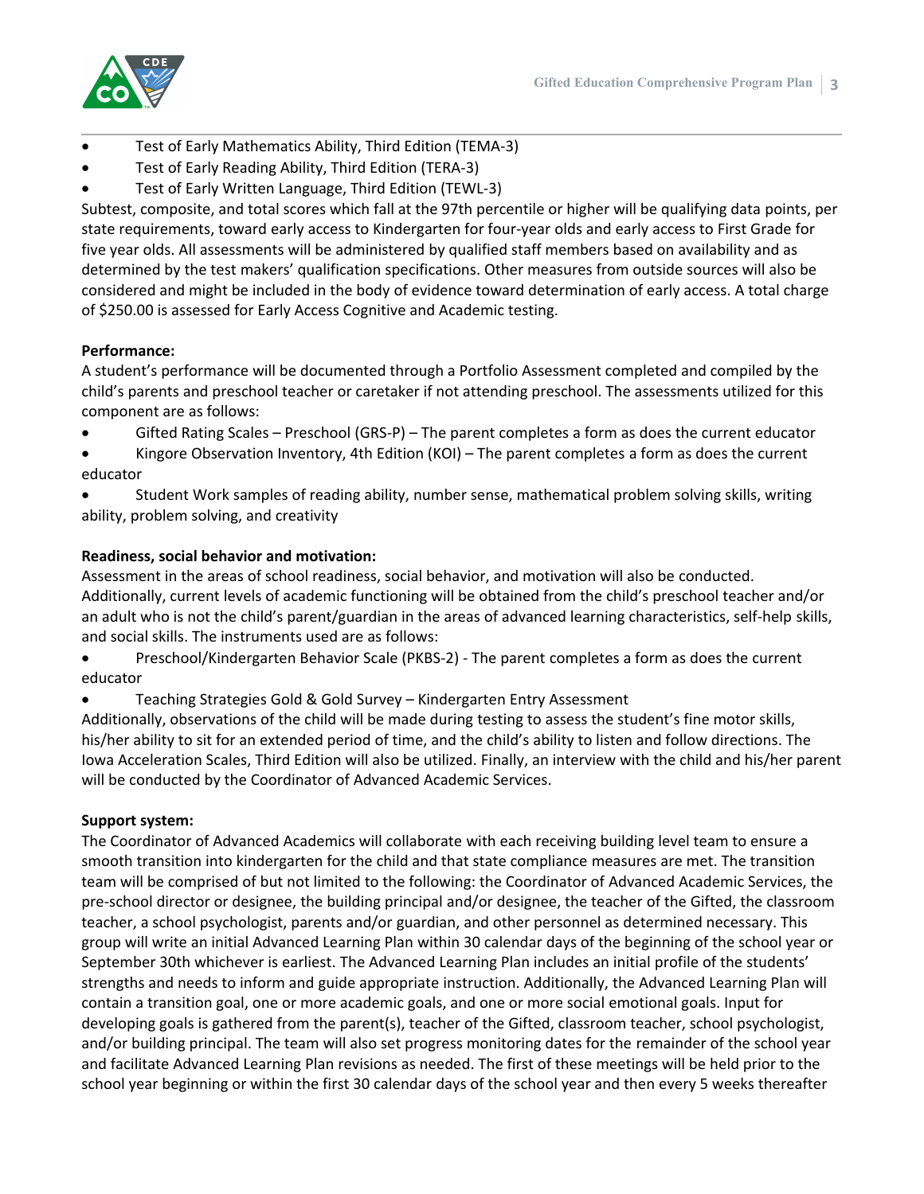- Test of Early Mathematics Ability, Third Edition (TEMA-3)
- Test of Early Reading Ability, Third Edition (TERA-3)
- Test of Early Written Language, Third Edition (TEWL-3)

Subtest, composite, and total scores which fall at the 97th percentile or higher will be qualifying data points, per state requirements, toward early access to Kindergarten for four-year olds and early access to First Grade for five year olds. All assessments will be administered by qualified staff members based on availability and as determined by the test makers' qualification specifications. Other measures from outside sources will also be considered and might be included in the body of evidence toward determination of early access. A total charge of $250.00 is assessed for Early Access Cognitive and Academic testing.

**Performance:**

A student's performance will be documented through a Portfolio Assessment completed and compiled by the child's parents and preschool teacher or caretaker if not attending preschool. The assessments utilized for this component are as follows:

- Gifted Rating Scales – Preschool (GRS-P) – The parent completes a form as does the current educator
- Kingore Observation Inventory, 4th Edition (KOI) – The parent completes a form as does the current educator
- Student Work samples of reading ability, number sense, mathematical problem solving skills, writing ability, problem solving, and creativity

**Readiness, social behavior and motivation:**

Assessment in the areas of school readiness, social behavior, and motivation will also be conducted. Additionally, current levels of academic functioning will be obtained from the child's preschool teacher and/or an adult who is not the child's parent/guardian in the areas of advanced learning characteristics, self-help skills, and social skills. The instruments used are as follows:

- Preschool/Kindergarten Behavior Scale (PKBS-2) - The parent completes a form as does the current educator
- Teaching Strategies Gold & Gold Survey – Kindergarten Entry Assessment

Additionally, observations of the child will be made during testing to assess the student's fine motor skills, his/her ability to sit for an extended period of time, and the child's ability to listen and follow directions. The Iowa Acceleration Scales, Third Edition will also be utilized. Finally, an interview with the child and his/her parent will be conducted by the Coordinator of Advanced Academic Services.

**Support system:**

The Coordinator of Advanced Academics will collaborate with each receiving building level team to ensure a smooth transition into kindergarten for the child and that state compliance measures are met. The transition team will be comprised of but not limited to the following: the Coordinator of Advanced Academic Services, the pre-school director or designee, the building principal and/or designee, the teacher of the Gifted, the classroom teacher, a school psychologist, parents and/or guardian, and other personnel as determined necessary. This group will write an initial Advanced Learning Plan within 30 calendar days of the beginning of the school year or September 30th whichever is earliest. The Advanced Learning Plan includes an initial profile of the students' strengths and needs to inform and guide appropriate instruction. Additionally, the Advanced Learning Plan will contain a transition goal, one or more academic goals, and one or more social emotional goals. Input for developing goals is gathered from the parent(s), teacher of the Gifted, classroom teacher, school psychologist, and/or building principal. The team will also set progress monitoring dates for the remainder of the school year and facilitate Advanced Learning Plan revisions as needed. The first of these meetings will be held prior to the school year beginning or within the first 30 calendar days of the school year and then every 5 weeks thereafter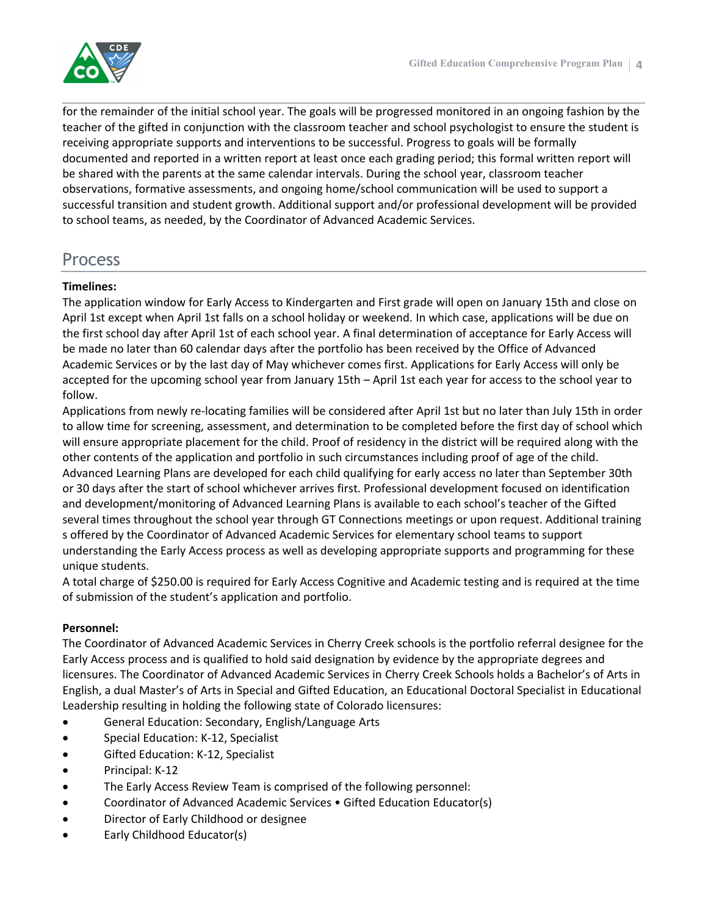for the remainder of the initial school year. The goals will be progressed monitored in an ongoing fashion by the teacher of the gifted in conjunction with the classroom teacher and school psychologist to ensure the student is receiving appropriate supports and interventions to be successful. Progress to goals will be formally documented and reported in a written report at least once each grading period; this formal written report will be shared with the parents at the same calendar intervals. During the school year, classroom teacher observations, formative assessments, and ongoing home/school communication will be used to support a successful transition and student growth. Additional support and/or professional development will be provided to school teams, as needed, by the Coordinator of Advanced Academic Services.

## Process

**Timelines:**

The application window for Early Access to Kindergarten and First grade will open on January 15th and close on April 1st except when April 1st falls on a school holiday or weekend. In which case, applications will be due on the first school day after April 1st of each school year. A final determination of acceptance for Early Access will be made no later than 60 calendar days after the portfolio has been received by the Office of Advanced Academic Services or by the last day of May whichever comes first. Applications for Early Access will only be accepted for the upcoming school year from January 15th – April 1st each year for access to the school year to follow.

Applications from newly re-locating families will be considered after April 1st but no later than July 15th in order to allow time for screening, assessment, and determination to be completed before the first day of school which will ensure appropriate placement for the child. Proof of residency in the district will be required along with the other contents of the application and portfolio in such circumstances including proof of age of the child.

Advanced Learning Plans are developed for each child qualifying for early access no later than September 30th or 30 days after the start of school whichever arrives first. Professional development focused on identification and development/monitoring of Advanced Learning Plans is available to each school's teacher of the Gifted several times throughout the school year through GT Connections meetings or upon request. Additional training s offered by the Coordinator of Advanced Academic Services for elementary school teams to support understanding the Early Access process as well as developing appropriate supports and programming for these unique students.

A total charge of $250.00 is required for Early Access Cognitive and Academic testing and is required at the time of submission of the student's application and portfolio.

**Personnel:**

The Coordinator of Advanced Academic Services in Cherry Creek schools is the portfolio referral designee for the Early Access process and is qualified to hold said designation by evidence by the appropriate degrees and licensures. The Coordinator of Advanced Academic Services in Cherry Creek Schools holds a Bachelor's of Arts in English, a dual Master's of Arts in Special and Gifted Education, an Educational Doctoral Specialist in Educational Leadership resulting in holding the following state of Colorado licensures:

- General Education: Secondary, English/Language Arts
- Special Education: K-12, Specialist
- Gifted Education: K-12, Specialist
- Principal: K-12
- The Early Access Review Team is comprised of the following personnel:
- Coordinator of Advanced Academic Services • Gifted Education Educator(s)
- Director of Early Childhood or designee
- Early Childhood Educator(s)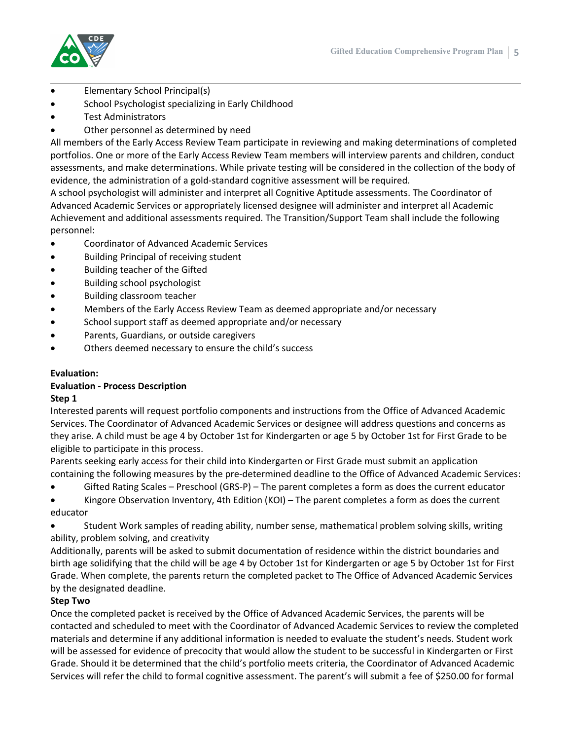- Elementary School Principal(s)
- School Psychologist specializing in Early Childhood
- Test Administrators
- Other personnel as determined by need

All members of the Early Access Review Team participate in reviewing and making determinations of completed portfolios. One or more of the Early Access Review Team members will interview parents and children, conduct assessments, and make determinations. While private testing will be considered in the collection of the body of evidence, the administration of a gold-standard cognitive assessment will be required.

A school psychologist will administer and interpret all Cognitive Aptitude assessments. The Coordinator of Advanced Academic Services or appropriately licensed designee will administer and interpret all Academic Achievement and additional assessments required. The Transition/Support Team shall include the following personnel:

- Coordinator of Advanced Academic Services
- Building Principal of receiving student
- Building teacher of the Gifted
- Building school psychologist
- Building classroom teacher
- Members of the Early Access Review Team as deemed appropriate and/or necessary
- School support staff as deemed appropriate and/or necessary
- Parents, Guardians, or outside caregivers
- Others deemed necessary to ensure the child's success

**Evaluation:**

**Evaluation - Process Description**

**Step 1**

Interested parents will request portfolio components and instructions from the Office of Advanced Academic Services. The Coordinator of Advanced Academic Services or designee will address questions and concerns as they arise. A child must be age 4 by October 1st for Kindergarten or age 5 by October 1st for First Grade to be eligible to participate in this process.

Parents seeking early access for their child into Kindergarten or First Grade must submit an application containing the following measures by the pre-determined deadline to the Office of Advanced Academic Services:

- Gifted Rating Scales – Preschool (GRS-P) – The parent completes a form as does the current educator
- Kingore Observation Inventory, 4th Edition (KOI) – The parent completes a form as does the current educator
- Student Work samples of reading ability, number sense, mathematical problem solving skills, writing ability, problem solving, and creativity

Additionally, parents will be asked to submit documentation of residence within the district boundaries and birth age solidifying that the child will be age 4 by October 1st for Kindergarten or age 5 by October 1st for First Grade. When complete, the parents return the completed packet to The Office of Advanced Academic Services by the designated deadline.

**Step Two**

Once the completed packet is received by the Office of Advanced Academic Services, the parents will be contacted and scheduled to meet with the Coordinator of Advanced Academic Services to review the completed materials and determine if any additional information is needed to evaluate the student's needs. Student work will be assessed for evidence of precocity that would allow the student to be successful in Kindergarten or First Grade. Should it be determined that the child's portfolio meets criteria, the Coordinator of Advanced Academic Services will refer the child to formal cognitive assessment. The parent's will submit a fee of $250.00 for formal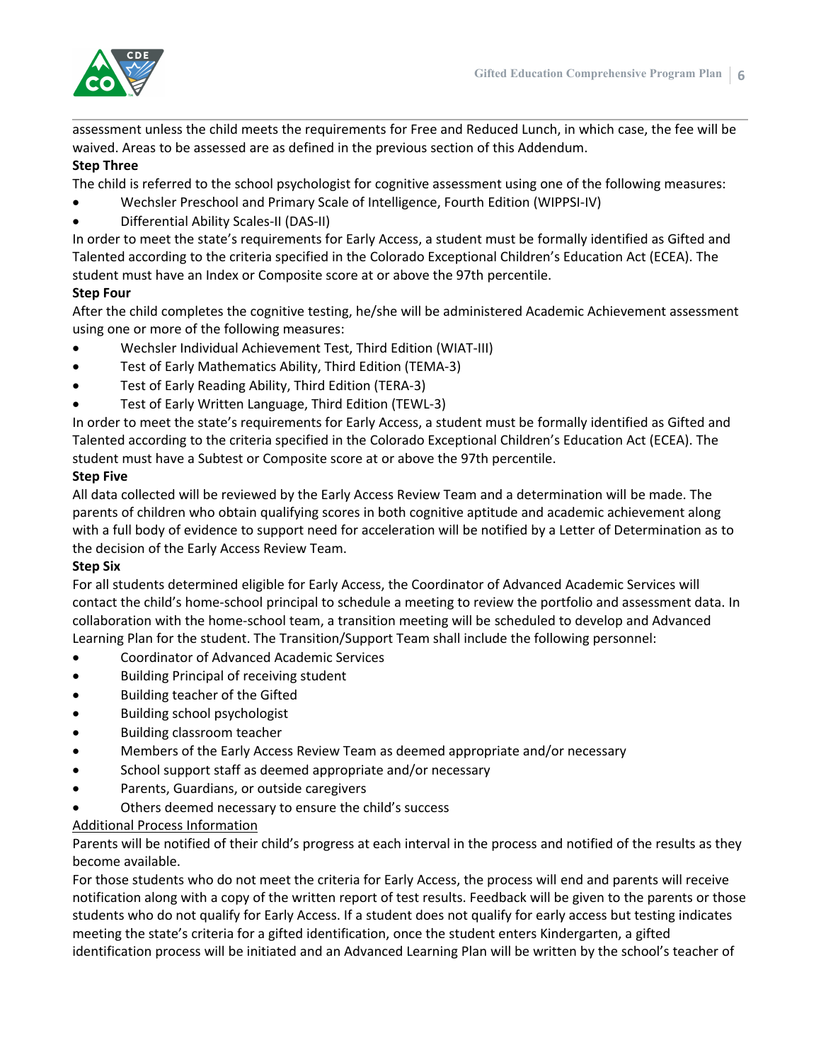assessment unless the child meets the requirements for Free and Reduced Lunch, in which case, the fee will be waived. Areas to be assessed are as defined in the previous section of this Addendum.

**Step Three**

The child is referred to the school psychologist for cognitive assessment using one of the following measures:

- Wechsler Preschool and Primary Scale of Intelligence, Fourth Edition (WIPPSI-IV)
- Differential Ability Scales-II (DAS-II)

In order to meet the state's requirements for Early Access, a student must be formally identified as Gifted and Talented according to the criteria specified in the Colorado Exceptional Children's Education Act (ECEA). The student must have an Index or Composite score at or above the 97th percentile.

**Step Four**

After the child completes the cognitive testing, he/she will be administered Academic Achievement assessment using one or more of the following measures:

- Wechsler Individual Achievement Test, Third Edition (WIAT-III)
- Test of Early Mathematics Ability, Third Edition (TEMA-3)
- Test of Early Reading Ability, Third Edition (TERA-3)
- Test of Early Written Language, Third Edition (TEWL-3)

In order to meet the state's requirements for Early Access, a student must be formally identified as Gifted and Talented according to the criteria specified in the Colorado Exceptional Children's Education Act (ECEA). The student must have a Subtest or Composite score at or above the 97th percentile.

**Step Five**

All data collected will be reviewed by the Early Access Review Team and a determination will be made. The parents of children who obtain qualifying scores in both cognitive aptitude and academic achievement along with a full body of evidence to support need for acceleration will be notified by a Letter of Determination as to the decision of the Early Access Review Team.

**Step Six**

For all students determined eligible for Early Access, the Coordinator of Advanced Academic Services will contact the child's home-school principal to schedule a meeting to review the portfolio and assessment data. In collaboration with the home-school team, a transition meeting will be scheduled to develop and Advanced Learning Plan for the student. The Transition/Support Team shall include the following personnel:

- Coordinator of Advanced Academic Services
- Building Principal of receiving student
- Building teacher of the Gifted
- Building school psychologist
- Building classroom teacher
- Members of the Early Access Review Team as deemed appropriate and/or necessary
- School support staff as deemed appropriate and/or necessary
- Parents, Guardians, or outside caregivers
- Others deemed necessary to ensure the child's success

<u>Additional Process Information</u>

Parents will be notified of their child's progress at each interval in the process and notified of the results as they become available.

For those students who do not meet the criteria for Early Access, the process will end and parents will receive notification along with a copy of the written report of test results. Feedback will be given to the parents or those students who do not qualify for Early Access. If a student does not qualify for early access but testing indicates meeting the state's criteria for a gifted identification, once the student enters Kindergarten, a gifted identification process will be initiated and an Advanced Learning Plan will be written by the school's teacher of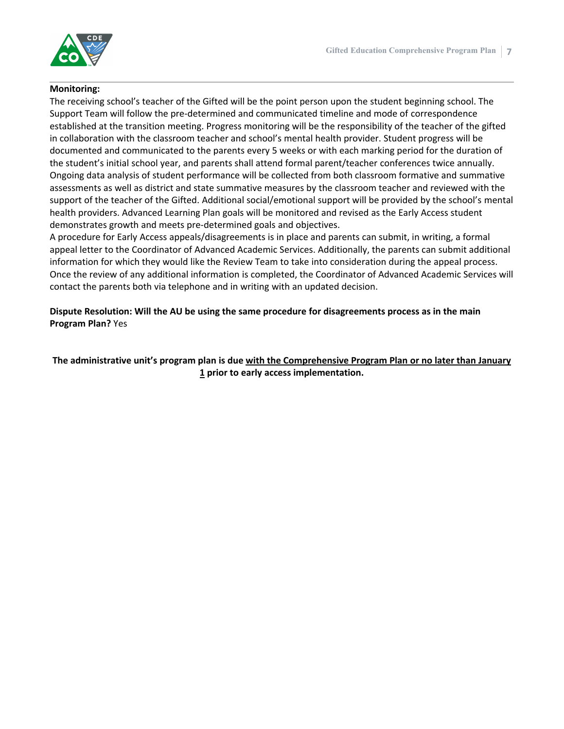**Monitoring:**
The receiving school's teacher of the Gifted will be the point person upon the student beginning school. The Support Team will follow the pre-determined and communicated timeline and mode of correspondence established at the transition meeting. Progress monitoring will be the responsibility of the teacher of the gifted in collaboration with the classroom teacher and school's mental health provider. Student progress will be documented and communicated to the parents every 5 weeks or with each marking period for the duration of the student's initial school year, and parents shall attend formal parent/teacher conferences twice annually. Ongoing data analysis of student performance will be collected from both classroom formative and summative assessments as well as district and state summative measures by the classroom teacher and reviewed with the support of the teacher of the Gifted. Additional social/emotional support will be provided by the school's mental health providers. Advanced Learning Plan goals will be monitored and revised as the Early Access student demonstrates growth and meets pre-determined goals and objectives.
A procedure for Early Access appeals/disagreements is in place and parents can submit, in writing, a formal appeal letter to the Coordinator of Advanced Academic Services. Additionally, the parents can submit additional information for which they would like the Review Team to take into consideration during the appeal process. Once the review of any additional information is completed, the Coordinator of Advanced Academic Services will contact the parents both via telephone and in writing with an updated decision.

**Dispute Resolution: Will the AU be using the same procedure for disagreements process as in the main Program Plan?** Yes

**The administrative unit's program plan is due <u>with the Comprehensive Program Plan or no later than January 1</u> prior to early access implementation.**